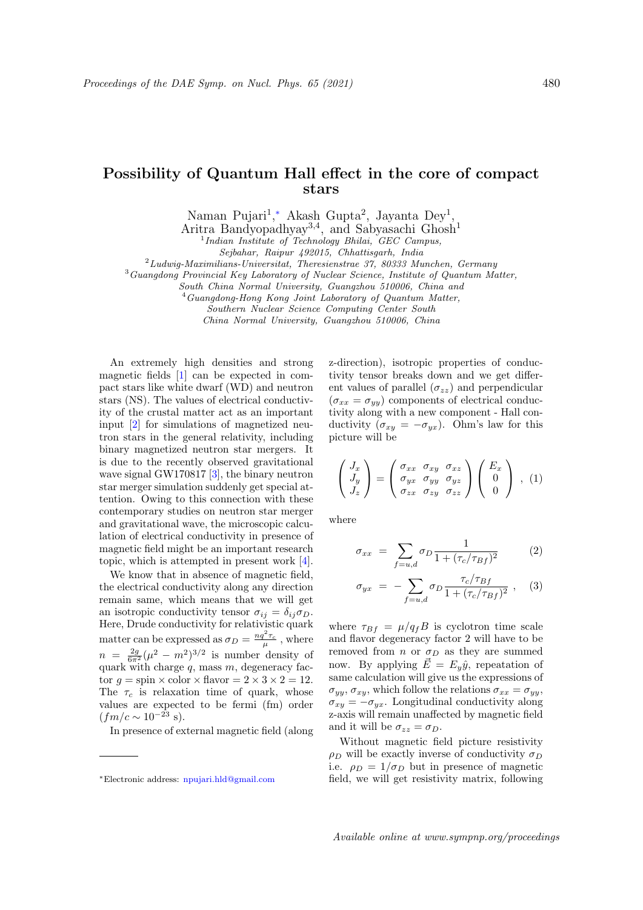# Possibility of Quantum Hall effect in the core of compact stars

Naman Pujari[1,*] Akash Gupta[2], Jayanta Dey[1], Aritra Bandyopadhyay[3,4], and Sabyasachi Ghosh[1]

[1] *Indian Institute of Technology Bhilai, GEC Campus, Sejbahar, Raipur 492015, Chhattisgarh, India*
[2] *Ludwig-Maximilians-Universitat, Theresienstrae 37, 80333 Munchen, Germany*
[3] *Guangdong Provincial Key Laboratory of Nuclear Science, Institute of Quantum Matter, South China Normal University, Guangzhou 510006, China and*
[4] *Guangdong-Hong Kong Joint Laboratory of Quantum Matter, Southern Nuclear Science Computing Center South China Normal University, Guangzhou 510006, China*

An extremely high densities and strong magnetic fields [1] can be expected in compact stars like white dwarf (WD) and neutron stars (NS). The values of electrical conductivity of the crustal matter act as an important input [2] for simulations of magnetized neutron stars in the general relativity, including binary magnetized neutron star mergers. It is due to the recently observed gravitational wave signal GW170817 [3], the binary neutron star merger simulation suddenly get special attention. Owing to this connection with these contemporary studies on neutron star merger and gravitational wave, the microscopic calculation of electrical conductivity in presence of magnetic field might be an important research topic, which is attempted in present work [4].

We know that in absence of magnetic field, the electrical conductivity along any direction remain same, which means that we will get an isotropic conductivity tensor $\sigma_{ij} = \delta_{ij}\sigma_D$. Here, Drude conductivity for relativistic quark matter can be expressed as $\sigma_D = \frac{nq^2\tau_c}{\mu}$ , where $n = \frac{2g}{6\pi^2}(\mu^2 - m^2)^{3/2}$ is number density of quark with charge $q$, mass $m$, degeneracy factor $g$ = spin × color × flavor = 2 × 3 × 2 = 12. The $\tau_c$ is relaxation time of quark, whose values are expected to be fermi (fm) order ($fm/c \sim 10^{-23}$ s).

In presence of external magnetic field (along z-direction), isotropic properties of conductivity tensor breaks down and we get different values of parallel ($\sigma_{zz}$) and perpendicular ($\sigma_{xx} = \sigma_{yy}$) components of electrical conductivity along with a new component - Hall conductivity ($\sigma_{xy} = -\sigma_{yx}$). Ohm's law for this picture will be

$$\begin{pmatrix} J_x \\ J_y \\ J_z \end{pmatrix} = \begin{pmatrix} \sigma_{xx} & \sigma_{xy} & \sigma_{xz} \\ \sigma_{yx} & \sigma_{yy} & \sigma_{yz} \\ \sigma_{zx} & \sigma_{zy} & \sigma_{zz} \end{pmatrix} \begin{pmatrix} E_x \\ 0 \\ 0 \end{pmatrix} , \quad (1)$$

where

$$\sigma_{xx} = \sum_{f=u,d} \sigma_D \frac{1}{1 + (\tau_c/\tau_{Bf})^2} \quad (2)$$

$$\sigma_{yx} = -\sum_{f=u,d} \sigma_D \frac{\tau_c/\tau_{Bf}}{1 + (\tau_c/\tau_{Bf})^2} , \quad (3)$$

where $\tau_{Bf} = \mu/q_f B$ is cyclotron time scale and flavor degeneracy factor 2 will have to be removed from $n$ or $\sigma_D$ as they are summed now. By applying $\vec{E} = E_y\hat{y}$, repeatation of same calculation will give us the expressions of $\sigma_{yy}$, $\sigma_{xy}$, which follow the relations $\sigma_{xx} = \sigma_{yy}$, $\sigma_{xy} = -\sigma_{yx}$. Longitudinal conductivity along z-axis will remain unaffected by magnetic field and it will be $\sigma_{zz} = \sigma_D$.

Without magnetic field picture resistivity $\rho_D$ will be exactly inverse of conductivity $\sigma_D$ i.e. $\rho_D = 1/\sigma_D$ but in presence of magnetic field, we will get resistivity matrix, following

---

*Electronic address: npujari.hld@gmail.com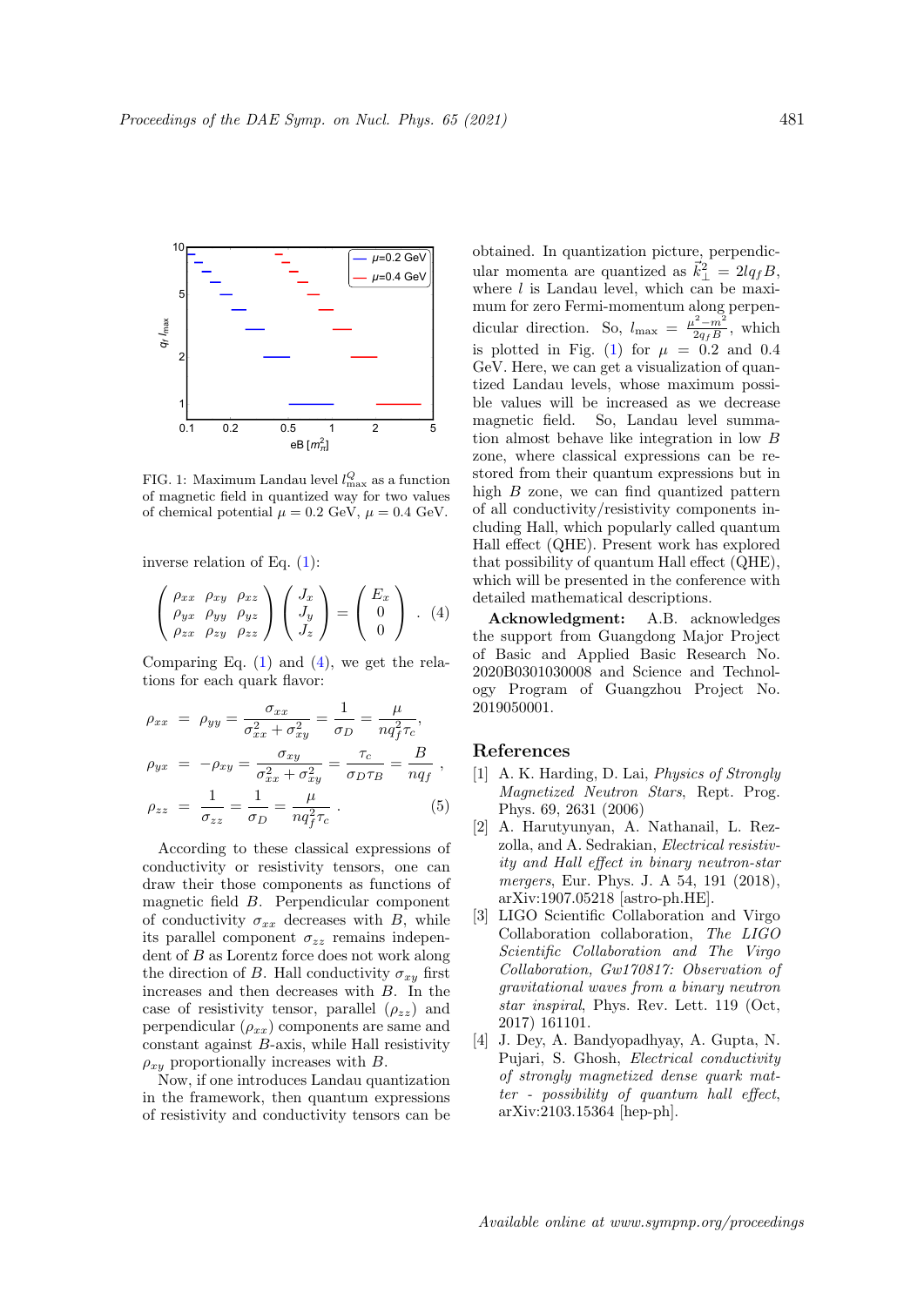10
5
2
1
0.1
0.2
0.5
1
2
5

$q_f\, l_{max}$

eB [$m_\pi^2$]

μ=0.2 GeV

μ=0.4 GeV

FIG. 1: Maximum Landau level $l^Q_{\rm max}$ as a function of magnetic field in quantized way for two values of chemical potential $\mu = 0.2$ GeV, $\mu = 0.4$ GeV.

inverse relation of Eq. (1):

$$\begin{pmatrix} \rho_{xx} & \rho_{xy} & \rho_{xz} \\ \rho_{yx} & \rho_{yy} & \rho_{yz} \\ \rho_{zx} & \rho_{zy} & \rho_{zz} \end{pmatrix} \begin{pmatrix} J_x \\ J_y \\ J_z \end{pmatrix} = \begin{pmatrix} E_x \\ 0 \\ 0 \end{pmatrix} . \quad (4)$$

Comparing Eq. (1) and (4), we get the relations for each quark flavor:

$$\begin{aligned} \rho_{xx} &= \rho_{yy} = \frac{\sigma_{xx}}{\sigma_{xx}^2 + \sigma_{xy}^2} = \frac{1}{\sigma_D} = \frac{\mu}{n q_f^2 \tau_c}, \\ \rho_{yx} &= -\rho_{xy} = \frac{\sigma_{xy}}{\sigma_{xx}^2 + \sigma_{xy}^2} = \frac{\tau_c}{\sigma_D \tau_B} = \frac{B}{n q_f} , \\ \rho_{zz} &= \frac{1}{\sigma_{zz}} = \frac{1}{\sigma_D} = \frac{\mu}{n q_f^2 \tau_c} . \end{aligned} \quad (5)$$

According to these classical expressions of conductivity or resistivity tensors, one can draw their those components as functions of magnetic field $B$. Perpendicular component of conductivity $\sigma_{xx}$ decreases with $B$, while its parallel component $\sigma_{zz}$ remains independent of $B$ as Lorentz force does not work along the direction of $B$. Hall conductivity $\sigma_{xy}$ first increases and then decreases with $B$. In the case of resistivity tensor, parallel ($\rho_{zz}$) and perpendicular ($\rho_{xx}$) components are same and constant against $B$-axis, while Hall resistivity $\rho_{xy}$ proportionally increases with $B$.

Now, if one introduces Landau quantization in the framework, then quantum expressions of resistivity and conductivity tensors can be obtained. In quantization picture, perpendicular momenta are quantized as $\vec{k}_\perp^2 = 2 l q_f B$, where $l$ is Landau level, which can be maximum for zero Fermi-momentum along perpendicular direction. So, $l_{\rm max} = \frac{\mu^2 - m^2}{2 q_f B}$, which is plotted in Fig. (1) for $\mu = 0.2$ and 0.4 GeV. Here, we can get a visualization of quantized Landau levels, whose maximum possible values will be increased as we decrease magnetic field. So, Landau level summation almost behave like integration in low $B$ zone, where classical expressions can be restored from their quantum expressions but in high $B$ zone, we can find quantized pattern of all conductivity/resistivity components including Hall, which popularly called quantum Hall effect (QHE). Present work has explored that possibility of quantum Hall effect (QHE), which will be presented in the conference with detailed mathematical descriptions.

**Acknowledgment:** A.B. acknowledges the support from Guangdong Major Project of Basic and Applied Basic Research No. 2020B0301030008 and Science and Technology Program of Guangzhou Project No. 2019050001.

## References

[1] A. K. Harding, D. Lai, *Physics of Strongly Magnetized Neutron Stars*, Rept. Prog. Phys. 69, 2631 (2006)

[2] A. Harutyunyan, A. Nathanail, L. Rezzolla, and A. Sedrakian, *Electrical resistivity and Hall effect in binary neutron-star mergers*, Eur. Phys. J. A 54, 191 (2018), arXiv:1907.05218 [astro-ph.HE].

[3] LIGO Scientific Collaboration and Virgo Collaboration collaboration, *The LIGO Scientific Collaboration and The Virgo Collaboration, Gw170817: Observation of gravitational waves from a binary neutron star inspiral*, Phys. Rev. Lett. 119 (Oct, 2017) 161101.

[4] J. Dey, A. Bandyopadhyay, A. Gupta, N. Pujari, S. Ghosh, *Electrical conductivity of strongly magnetized dense quark matter - possibility of quantum hall effect*, arXiv:2103.15364 [hep-ph].